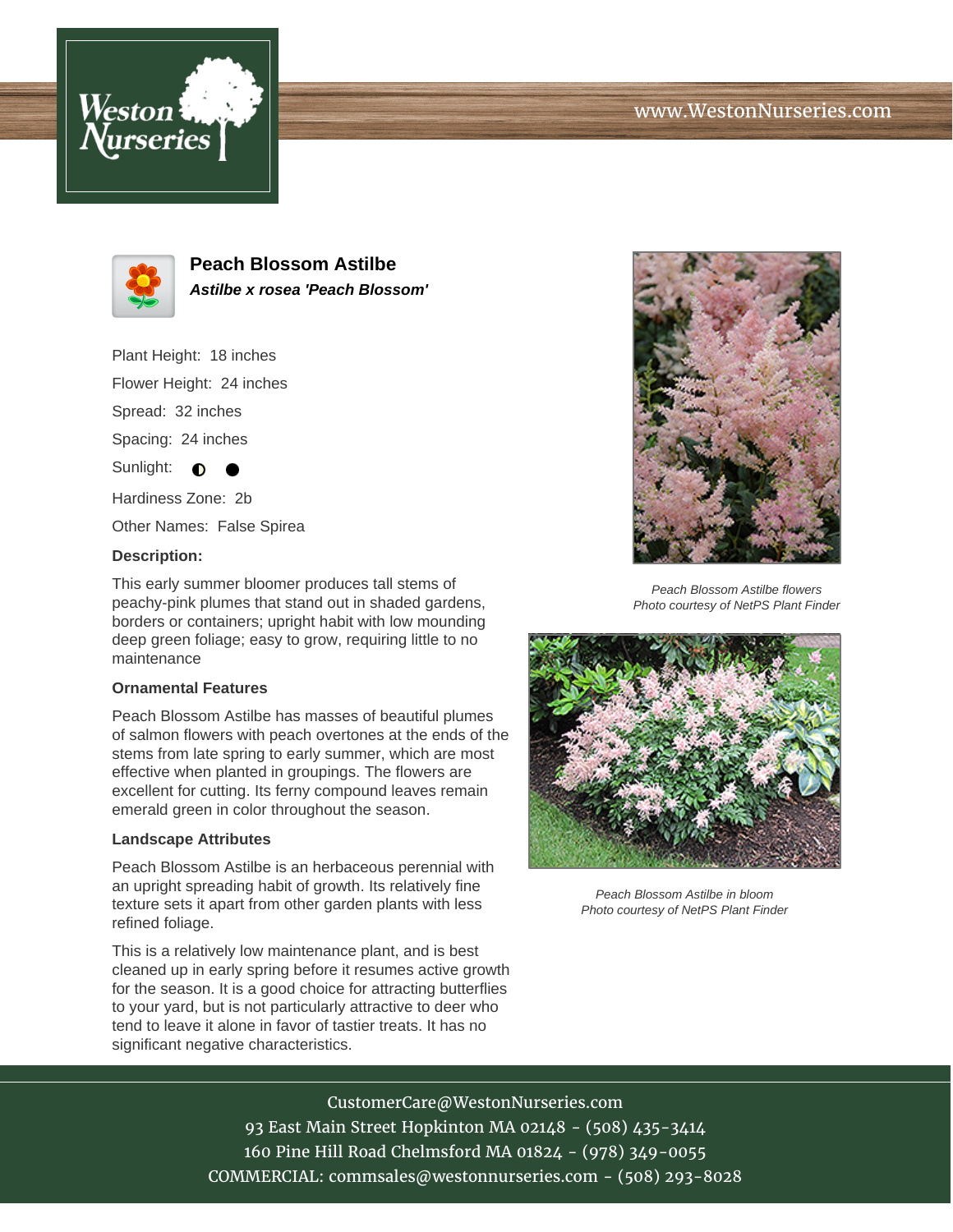# Peach Blossom Astilbe

***Astilbe x rosea 'Peach Blossom'***

Plant Height: 18 inches

Flower Height: 24 inches

Spread: 32 inches

Spacing: 24 inches

Sunlight: ◐ ●

Hardiness Zone: 2b

Other Names: False Spirea

**Description:**

This early summer bloomer produces tall stems of peachy-pink plumes that stand out in shaded gardens, borders or containers; upright habit with low mounding deep green foliage; easy to grow, requiring little to no maintenance

### Ornamental Features

Peach Blossom Astilbe has masses of beautiful plumes of salmon flowers with peach overtones at the ends of the stems from late spring to early summer, which are most effective when planted in groupings. The flowers are excellent for cutting. Its ferny compound leaves remain emerald green in color throughout the season.

### Landscape Attributes

Peach Blossom Astilbe is an herbaceous perennial with an upright spreading habit of growth. Its relatively fine texture sets it apart from other garden plants with less refined foliage.

This is a relatively low maintenance plant, and is best cleaned up in early spring before it resumes active growth for the season. It is a good choice for attracting butterflies to your yard, but is not particularly attractive to deer who tend to leave it alone in favor of tastier treats. It has no significant negative characteristics.

*Peach Blossom Astilbe flowers*
*Photo courtesy of NetPS Plant Finder*

*Peach Blossom Astilbe in bloom*
*Photo courtesy of NetPS Plant Finder*

CustomerCare@WestonNurseries.com
93 East Main Street Hopkinton MA 02148 - (508) 435-3414
160 Pine Hill Road Chelmsford MA 01824 - (978) 349-0055
COMMERCIAL: commsales@westonnurseries.com - (508) 293-8028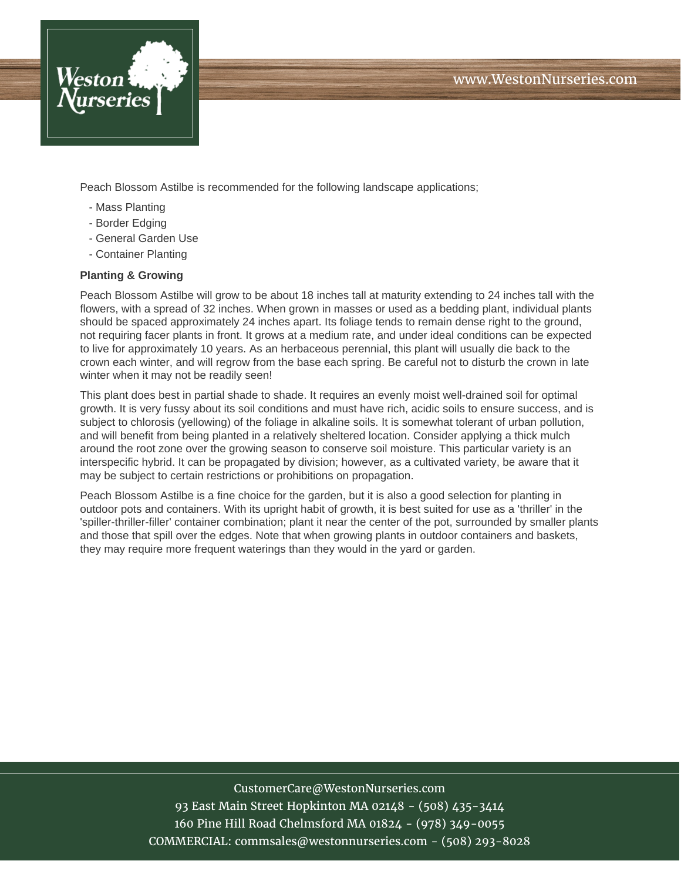Peach Blossom Astilbe is recommended for the following landscape applications;

- Mass Planting
- Border Edging
- General Garden Use
- Container Planting

**Planting & Growing**

Peach Blossom Astilbe will grow to be about 18 inches tall at maturity extending to 24 inches tall with the flowers, with a spread of 32 inches. When grown in masses or used as a bedding plant, individual plants should be spaced approximately 24 inches apart. Its foliage tends to remain dense right to the ground, not requiring facer plants in front. It grows at a medium rate, and under ideal conditions can be expected to live for approximately 10 years. As an herbaceous perennial, this plant will usually die back to the crown each winter, and will regrow from the base each spring. Be careful not to disturb the crown in late winter when it may not be readily seen!

This plant does best in partial shade to shade. It requires an evenly moist well-drained soil for optimal growth. It is very fussy about its soil conditions and must have rich, acidic soils to ensure success, and is subject to chlorosis (yellowing) of the foliage in alkaline soils. It is somewhat tolerant of urban pollution, and will benefit from being planted in a relatively sheltered location. Consider applying a thick mulch around the root zone over the growing season to conserve soil moisture. This particular variety is an interspecific hybrid. It can be propagated by division; however, as a cultivated variety, be aware that it may be subject to certain restrictions or prohibitions on propagation.

Peach Blossom Astilbe is a fine choice for the garden, but it is also a good selection for planting in outdoor pots and containers. With its upright habit of growth, it is best suited for use as a 'thriller' in the 'spiller-thriller-filler' container combination; plant it near the center of the pot, surrounded by smaller plants and those that spill over the edges. Note that when growing plants in outdoor containers and baskets, they may require more frequent waterings than they would in the yard or garden.